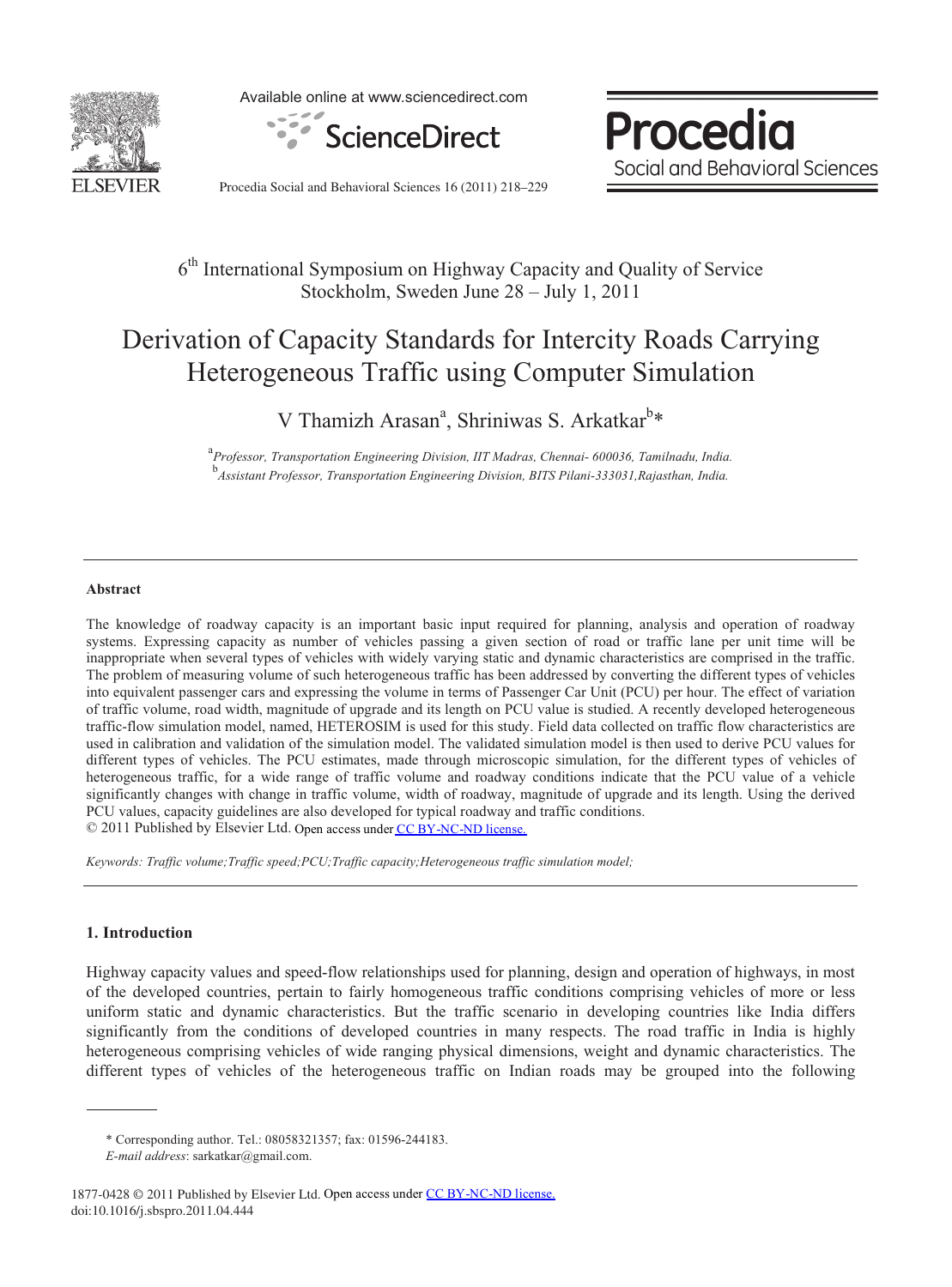6[th] International Symposium on Highway Capacity and Quality of Service
Stockholm, Sweden June 28 – July 1, 2011

# Derivation of Capacity Standards for Intercity Roads Carrying Heterogeneous Traffic using Computer Simulation

V Thamizh Arasan[a], Shriniwas S. Arkatkar[b]*

[a] *Professor, Transportation Engineering Division, IIT Madras, Chennai- 600036, Tamilnadu, India.*
[b] *Assistant Professor, Transportation Engineering Division, BITS Pilani-333031,Rajasthan, India.*

---

**Abstract**

The knowledge of roadway capacity is an important basic input required for planning, analysis and operation of roadway systems. Expressing capacity as number of vehicles passing a given section of road or traffic lane per unit time will be inappropriate when several types of vehicles with widely varying static and dynamic characteristics are comprised in the traffic. The problem of measuring volume of such heterogeneous traffic has been addressed by converting the different types of vehicles into equivalent passenger cars and expressing the volume in terms of Passenger Car Unit (PCU) per hour. The effect of variation of traffic volume, road width, magnitude of upgrade and its length on PCU value is studied. A recently developed heterogeneous traffic-flow simulation model, named, HETEROSIM is used for this study. Field data collected on traffic flow characteristics are used in calibration and validation of the simulation model. The validated simulation model is then used to derive PCU values for different types of vehicles. The PCU estimates, made through microscopic simulation, for the different types of vehicles of heterogeneous traffic, for a wide range of traffic volume and roadway conditions indicate that the PCU value of a vehicle significantly changes with change in traffic volume, width of roadway, magnitude of upgrade and its length. Using the derived PCU values, capacity guidelines are also developed for typical roadway and traffic conditions.
© 2011 Published by Elsevier Ltd. Open access under CC BY-NC-ND license.

*Keywords: Traffic volume;Traffic speed;PCU;Traffic capacity;Heterogeneous traffic simulation model;*

---

## 1. Introduction

Highway capacity values and speed-flow relationships used for planning, design and operation of highways, in most of the developed countries, pertain to fairly homogeneous traffic conditions comprising vehicles of more or less uniform static and dynamic characteristics. But the traffic scenario in developing countries like India differs significantly from the conditions of developed countries in many respects. The road traffic in India is highly heterogeneous comprising vehicles of wide ranging physical dimensions, weight and dynamic characteristics. The different types of vehicles of the heterogeneous traffic on Indian roads may be grouped into the following

---

\* Corresponding author. Tel.: 08058321357; fax: 01596-244183.
*E-mail address*: sarkatkar@gmail.com.

1877-0428 © 2011 Published by Elsevier Ltd. Open access under CC BY-NC-ND license.
doi:10.1016/j.sbspro.2011.04.444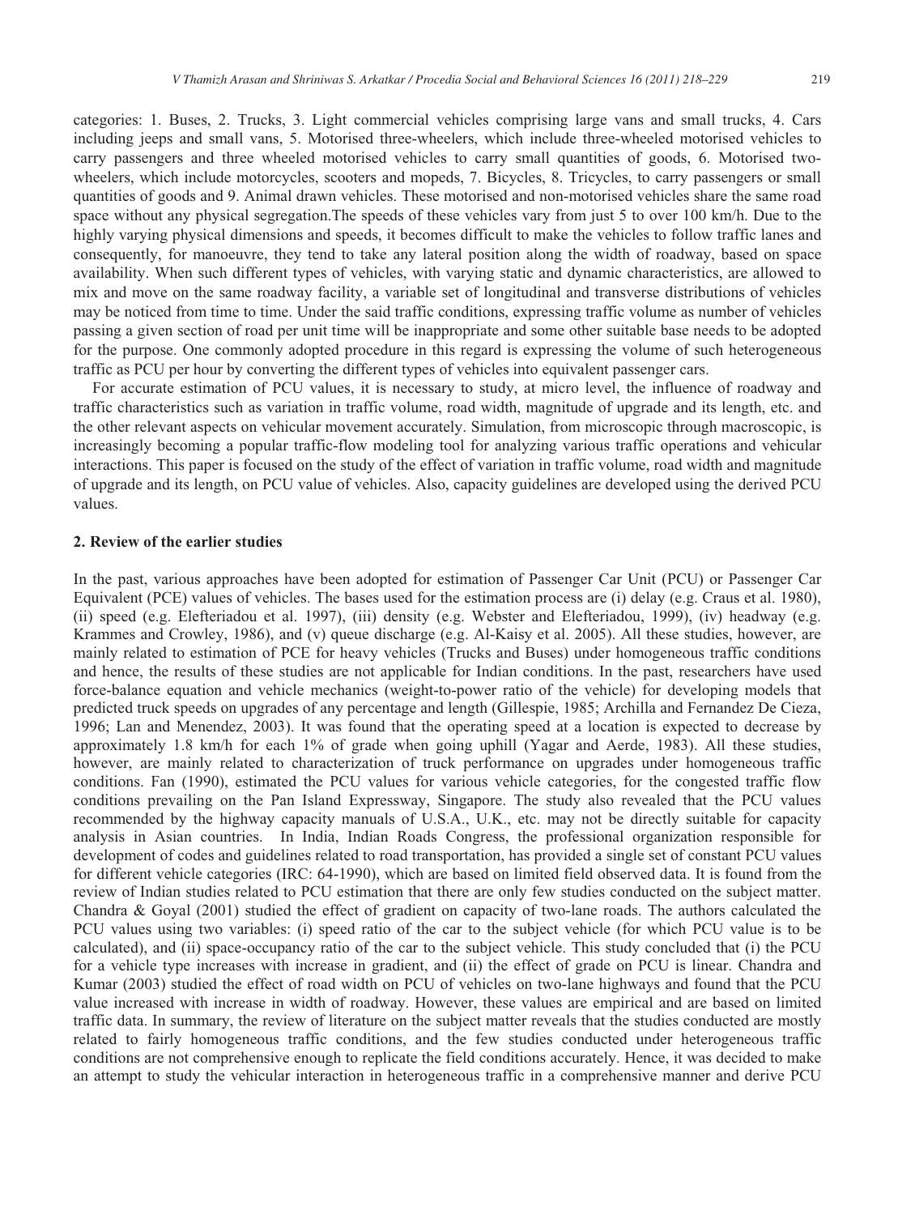categories: 1. Buses, 2. Trucks, 3. Light commercial vehicles comprising large vans and small trucks, 4. Cars including jeeps and small vans, 5. Motorised three-wheelers, which include three-wheeled motorised vehicles to carry passengers and three wheeled motorised vehicles to carry small quantities of goods, 6. Motorised two-wheelers, which include motorcycles, scooters and mopeds, 7. Bicycles, 8. Tricycles, to carry passengers or small quantities of goods and 9. Animal drawn vehicles. These motorised and non-motorised vehicles share the same road space without any physical segregation.The speeds of these vehicles vary from just 5 to over 100 km/h. Due to the highly varying physical dimensions and speeds, it becomes difficult to make the vehicles to follow traffic lanes and consequently, for manoeuvre, they tend to take any lateral position along the width of roadway, based on space availability. When such different types of vehicles, with varying static and dynamic characteristics, are allowed to mix and move on the same roadway facility, a variable set of longitudinal and transverse distributions of vehicles may be noticed from time to time. Under the said traffic conditions, expressing traffic volume as number of vehicles passing a given section of road per unit time will be inappropriate and some other suitable base needs to be adopted for the purpose. One commonly adopted procedure in this regard is expressing the volume of such heterogeneous traffic as PCU per hour by converting the different types of vehicles into equivalent passenger cars.

For accurate estimation of PCU values, it is necessary to study, at micro level, the influence of roadway and traffic characteristics such as variation in traffic volume, road width, magnitude of upgrade and its length, etc. and the other relevant aspects on vehicular movement accurately. Simulation, from microscopic through macroscopic, is increasingly becoming a popular traffic-flow modeling tool for analyzing various traffic operations and vehicular interactions. This paper is focused on the study of the effect of variation in traffic volume, road width and magnitude of upgrade and its length, on PCU value of vehicles. Also, capacity guidelines are developed using the derived PCU values.

## 2. Review of the earlier studies

In the past, various approaches have been adopted for estimation of Passenger Car Unit (PCU) or Passenger Car Equivalent (PCE) values of vehicles. The bases used for the estimation process are (i) delay (e.g. Craus et al. 1980), (ii) speed (e.g. Elefteriadou et al. 1997), (iii) density (e.g. Webster and Elefteriadou, 1999), (iv) headway (e.g. Krammes and Crowley, 1986), and (v) queue discharge (e.g. Al-Kaisy et al. 2005). All these studies, however, are mainly related to estimation of PCE for heavy vehicles (Trucks and Buses) under homogeneous traffic conditions and hence, the results of these studies are not applicable for Indian conditions. In the past, researchers have used force-balance equation and vehicle mechanics (weight-to-power ratio of the vehicle) for developing models that predicted truck speeds on upgrades of any percentage and length (Gillespie, 1985; Archilla and Fernandez De Cieza, 1996; Lan and Menendez, 2003). It was found that the operating speed at a location is expected to decrease by approximately 1.8 km/h for each 1% of grade when going uphill (Yagar and Aerde, 1983). All these studies, however, are mainly related to characterization of truck performance on upgrades under homogeneous traffic conditions. Fan (1990), estimated the PCU values for various vehicle categories, for the congested traffic flow conditions prevailing on the Pan Island Expressway, Singapore. The study also revealed that the PCU values recommended by the highway capacity manuals of U.S.A., U.K., etc. may not be directly suitable for capacity analysis in Asian countries. In India, Indian Roads Congress, the professional organization responsible for development of codes and guidelines related to road transportation, has provided a single set of constant PCU values for different vehicle categories (IRC: 64-1990), which are based on limited field observed data. It is found from the review of Indian studies related to PCU estimation that there are only few studies conducted on the subject matter. Chandra & Goyal (2001) studied the effect of gradient on capacity of two-lane roads. The authors calculated the PCU values using two variables: (i) speed ratio of the car to the subject vehicle (for which PCU value is to be calculated), and (ii) space-occupancy ratio of the car to the subject vehicle. This study concluded that (i) the PCU for a vehicle type increases with increase in gradient, and (ii) the effect of grade on PCU is linear. Chandra and Kumar (2003) studied the effect of road width on PCU of vehicles on two-lane highways and found that the PCU value increased with increase in width of roadway. However, these values are empirical and are based on limited traffic data. In summary, the review of literature on the subject matter reveals that the studies conducted are mostly related to fairly homogeneous traffic conditions, and the few studies conducted under heterogeneous traffic conditions are not comprehensive enough to replicate the field conditions accurately. Hence, it was decided to make an attempt to study the vehicular interaction in heterogeneous traffic in a comprehensive manner and derive PCU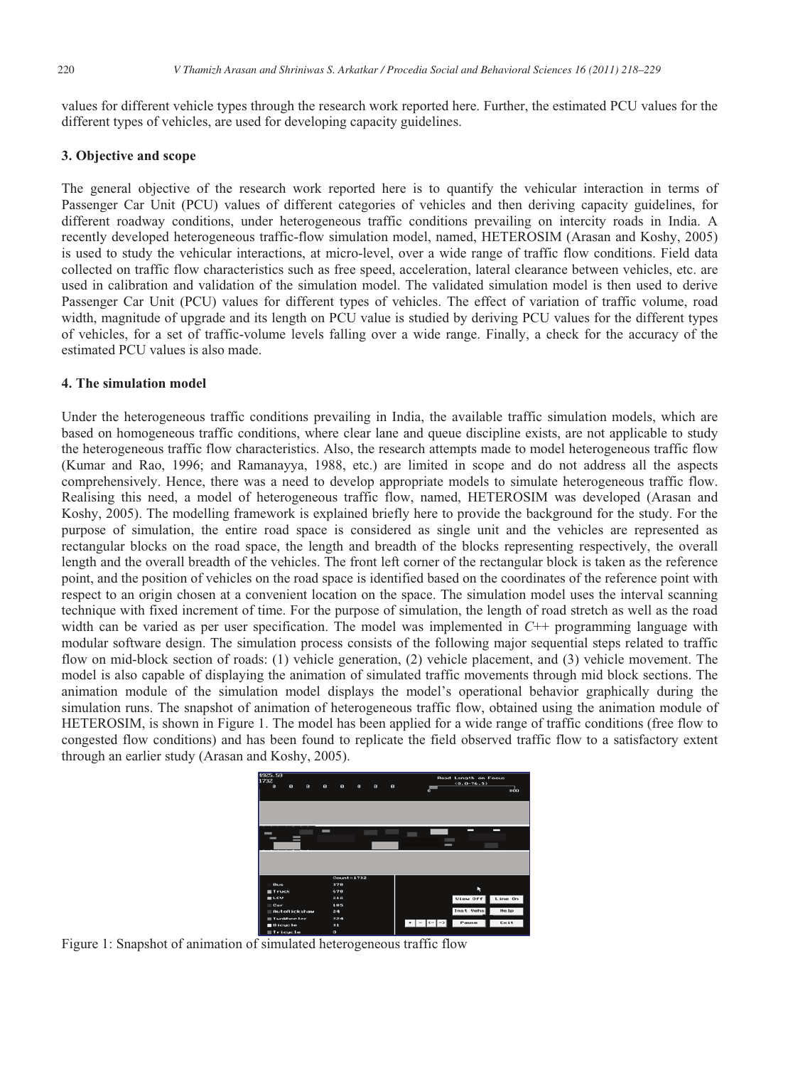values for different vehicle types through the research work reported here. Further, the estimated PCU values for the different types of vehicles, are used for developing capacity guidelines.

## 3. Objective and scope

The general objective of the research work reported here is to quantify the vehicular interaction in terms of Passenger Car Unit (PCU) values of different categories of vehicles and then deriving capacity guidelines, for different roadway conditions, under heterogeneous traffic conditions prevailing on intercity roads in India. A recently developed heterogeneous traffic-flow simulation model, named, HETEROSIM (Arasan and Koshy, 2005) is used to study the vehicular interactions, at micro-level, over a wide range of traffic flow conditions. Field data collected on traffic flow characteristics such as free speed, acceleration, lateral clearance between vehicles, etc. are used in calibration and validation of the simulation model. The validated simulation model is then used to derive Passenger Car Unit (PCU) values for different types of vehicles. The effect of variation of traffic volume, road width, magnitude of upgrade and its length on PCU value is studied by deriving PCU values for the different types of vehicles, for a set of traffic-volume levels falling over a wide range. Finally, a check for the accuracy of the estimated PCU values is also made.

## 4. The simulation model

Under the heterogeneous traffic conditions prevailing in India, the available traffic simulation models, which are based on homogeneous traffic conditions, where clear lane and queue discipline exists, are not applicable to study the heterogeneous traffic flow characteristics. Also, the research attempts made to model heterogeneous traffic flow (Kumar and Rao, 1996; and Ramanayya, 1988, etc.) are limited in scope and do not address all the aspects comprehensively. Hence, there was a need to develop appropriate models to simulate heterogeneous traffic flow. Realising this need, a model of heterogeneous traffic flow, named, HETEROSIM was developed (Arasan and Koshy, 2005). The modelling framework is explained briefly here to provide the background for the study. For the purpose of simulation, the entire road space is considered as single unit and the vehicles are represented as rectangular blocks on the road space, the length and breadth of the blocks representing respectively, the overall length and the overall breadth of the vehicles. The front left corner of the rectangular block is taken as the reference point, and the position of vehicles on the road space is identified based on the coordinates of the reference point with respect to an origin chosen at a convenient location on the space. The simulation model uses the interval scanning technique with fixed increment of time. For the purpose of simulation, the length of road stretch as well as the road width can be varied as per user specification. The model was implemented in *C*++ programming language with modular software design. The simulation process consists of the following major sequential steps related to traffic flow on mid-block section of roads: (1) vehicle generation, (2) vehicle placement, and (3) vehicle movement. The model is also capable of displaying the animation of simulated traffic movements through mid block sections. The animation module of the simulation model displays the model's operational behavior graphically during the simulation runs. The snapshot of animation of heterogeneous traffic flow, obtained using the animation module of HETEROSIM, is shown in Figure 1. The model has been applied for a wide range of traffic conditions (free flow to congested flow conditions) and has been found to replicate the field observed traffic flow to a satisfactory extent through an earlier study (Arasan and Koshy, 2005).

Figure 1: Snapshot of animation of simulated heterogeneous traffic flow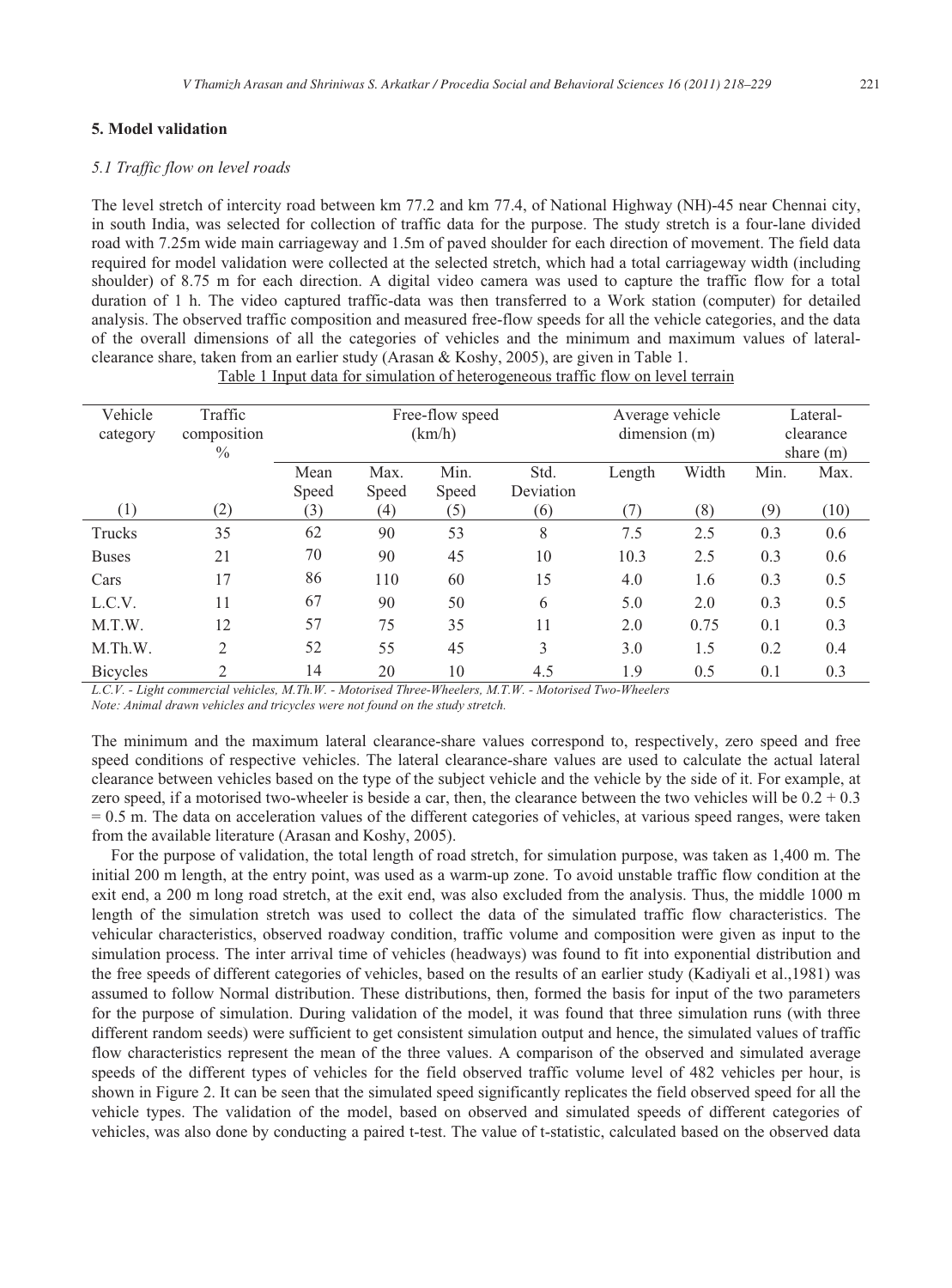## 5. Model validation

### *5.1 Traffic flow on level roads*

The level stretch of intercity road between km 77.2 and km 77.4, of National Highway (NH)-45 near Chennai city, in south India, was selected for collection of traffic data for the purpose. The study stretch is a four-lane divided road with 7.25m wide main carriageway and 1.5m of paved shoulder for each direction of movement. The field data required for model validation were collected at the selected stretch, which had a total carriageway width (including shoulder) of 8.75 m for each direction. A digital video camera was used to capture the traffic flow for a total duration of 1 h. The video captured traffic-data was then transferred to a Work station (computer) for detailed analysis. The observed traffic composition and measured free-flow speeds for all the vehicle categories, and the data of the overall dimensions of all the categories of vehicles and the minimum and maximum values of lateral-clearance share, taken from an earlier study (Arasan & Koshy, 2005), are given in Table 1.

Table 1 Input data for simulation of heterogeneous traffic flow on level terrain

| Vehicle category | Traffic composition % | Free-flow speed (km/h) | | | | Average vehicle dimension (m) | | Lateral-clearance share (m) | |
|---|---|---|---|---|---|---|---|---|---|
| | | Mean Speed | Max. Speed | Min. Speed | Std. Deviation | Length | Width | Min. | Max. |
| (1) | (2) | (3) | (4) | (5) | (6) | (7) | (8) | (9) | (10) |
| Trucks | 35 | 62 | 90 | 53 | 8 | 7.5 | 2.5 | 0.3 | 0.6 |
| Buses | 21 | 70 | 90 | 45 | 10 | 10.3 | 2.5 | 0.3 | 0.6 |
| Cars | 17 | 86 | 110 | 60 | 15 | 4.0 | 1.6 | 0.3 | 0.5 |
| L.C.V. | 11 | 67 | 90 | 50 | 6 | 5.0 | 2.0 | 0.3 | 0.5 |
| M.T.W. | 12 | 57 | 75 | 35 | 11 | 2.0 | 0.75 | 0.1 | 0.3 |
| M.Th.W. | 2 | 52 | 55 | 45 | 3 | 3.0 | 1.5 | 0.2 | 0.4 |
| Bicycles | 2 | 14 | 20 | 10 | 4.5 | 1.9 | 0.5 | 0.1 | 0.3 |

*L.C.V. - Light commercial vehicles, M.Th.W. - Motorised Three-Wheelers, M.T.W. - Motorised Two-Wheelers*

*Note: Animal drawn vehicles and tricycles were not found on the study stretch.*

The minimum and the maximum lateral clearance-share values correspond to, respectively, zero speed and free speed conditions of respective vehicles. The lateral clearance-share values are used to calculate the actual lateral clearance between vehicles based on the type of the subject vehicle and the vehicle by the side of it. For example, at zero speed, if a motorised two-wheeler is beside a car, then, the clearance between the two vehicles will be 0.2 + 0.3 = 0.5 m. The data on acceleration values of the different categories of vehicles, at various speed ranges, were taken from the available literature (Arasan and Koshy, 2005).

For the purpose of validation, the total length of road stretch, for simulation purpose, was taken as 1,400 m. The initial 200 m length, at the entry point, was used as a warm-up zone. To avoid unstable traffic flow condition at the exit end, a 200 m long road stretch, at the exit end, was also excluded from the analysis. Thus, the middle 1000 m length of the simulation stretch was used to collect the data of the simulated traffic flow characteristics. The vehicular characteristics, observed roadway condition, traffic volume and composition were given as input to the simulation process. The inter arrival time of vehicles (headways) was found to fit into exponential distribution and the free speeds of different categories of vehicles, based on the results of an earlier study (Kadiyali et al.,1981) was assumed to follow Normal distribution. These distributions, then, formed the basis for input of the two parameters for the purpose of simulation. During validation of the model, it was found that three simulation runs (with three different random seeds) were sufficient to get consistent simulation output and hence, the simulated values of traffic flow characteristics represent the mean of the three values. A comparison of the observed and simulated average speeds of the different types of vehicles for the field observed traffic volume level of 482 vehicles per hour, is shown in Figure 2. It can be seen that the simulated speed significantly replicates the field observed speed for all the vehicle types. The validation of the model, based on observed and simulated speeds of different categories of vehicles, was also done by conducting a paired t-test. The value of t-statistic, calculated based on the observed data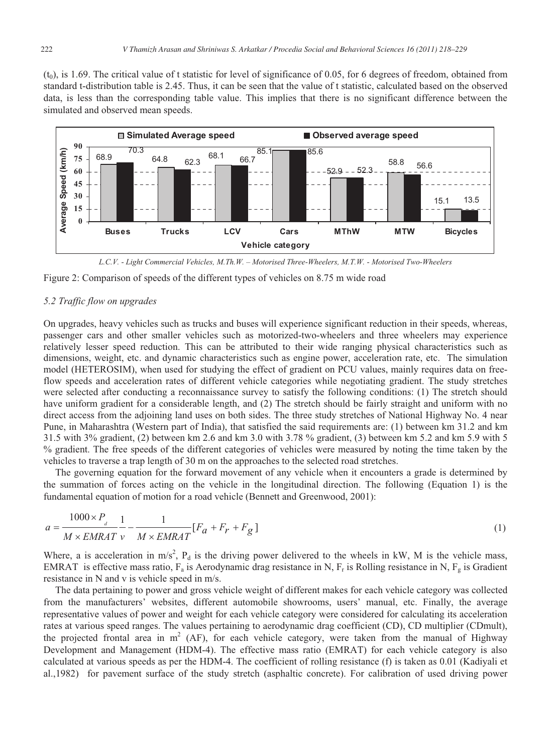($t_0$), is 1.69. The critical value of t statistic for level of significance of 0.05, for 6 degrees of freedom, obtained from standard t-distribution table is 2.45. Thus, it can be seen that the value of t statistic, calculated based on the observed data, is less than the corresponding table value. This implies that there is no significant difference between the simulated and observed mean speeds.

| Vehicle category | Simulated Average speed | Observed average speed |
|---|---|---|
| Buses | 68.9 | 70.3 |
| Trucks | 64.8 | 62.3 |
| LCV | 68.1 | 66.7 |
| Cars | 85.1 | 85.6 |
| MThW | 52.9 | 52.3 |
| MTW | 58.8 | 56.6 |
| Bicycles | 15.1 | 13.5 |

*L.C.V. - Light Commercial Vehicles, M.Th.W. – Motorised Three-Wheelers, M.T.W. - Motorised Two-Wheelers*

Figure 2: Comparison of speeds of the different types of vehicles on 8.75 m wide road

### *5.2 Traffic flow on upgrades*

On upgrades, heavy vehicles such as trucks and buses will experience significant reduction in their speeds, whereas, passenger cars and other smaller vehicles such as motorized-two-wheelers and three wheelers may experience relatively lesser speed reduction. This can be attributed to their wide ranging physical characteristics such as dimensions, weight, etc. and dynamic characteristics such as engine power, acceleration rate, etc. The simulation model (HETEROSIM), when used for studying the effect of gradient on PCU values, mainly requires data on free-flow speeds and acceleration rates of different vehicle categories while negotiating gradient. The study stretches were selected after conducting a reconnaissance survey to satisfy the following conditions: (1) The stretch should have uniform gradient for a considerable length, and (2) The stretch should be fairly straight and uniform with no direct access from the adjoining land uses on both sides. The three study stretches of National Highway No. 4 near Pune, in Maharashtra (Western part of India), that satisfied the said requirements are: (1) between km 31.2 and km 31.5 with 3% gradient, (2) between km 2.6 and km 3.0 with 3.78 % gradient, (3) between km 5.2 and km 5.9 with 5 % gradient. The free speeds of the different categories of vehicles were measured by noting the time taken by the vehicles to traverse a trap length of 30 m on the approaches to the selected road stretches.

The governing equation for the forward movement of any vehicle when it encounters a grade is determined by the summation of forces acting on the vehicle in the longitudinal direction. The following (Equation 1) is the fundamental equation of motion for a road vehicle (Bennett and Greenwood, 2001):

$$a = \frac{1000 \times P_d}{M \times EMRAT} \frac{1}{v} - \frac{1}{M \times EMRAT} [F_a + F_r + F_g] \tag{1}$$

Where, a is acceleration in m/s$^2$, $P_d$ is the driving power delivered to the wheels in kW, M is the vehicle mass, EMRAT is effective mass ratio, $F_a$ is Aerodynamic drag resistance in N, $F_r$ is Rolling resistance in N, $F_g$ is Gradient resistance in N and v is vehicle speed in m/s.

The data pertaining to power and gross vehicle weight of different makes for each vehicle category was collected from the manufacturers' websites, different automobile showrooms, users' manual, etc. Finally, the average representative values of power and weight for each vehicle category were considered for calculating its acceleration rates at various speed ranges. The values pertaining to aerodynamic drag coefficient (CD), CD multiplier (CDmult), the projected frontal area in m$^2$ (AF), for each vehicle category, were taken from the manual of Highway Development and Management (HDM-4). The effective mass ratio (EMRAT) for each vehicle category is also calculated at various speeds as per the HDM-4. The coefficient of rolling resistance (f) is taken as 0.01 (Kadiyali et al.,1982) for pavement surface of the study stretch (asphaltic concrete). For calibration of used driving power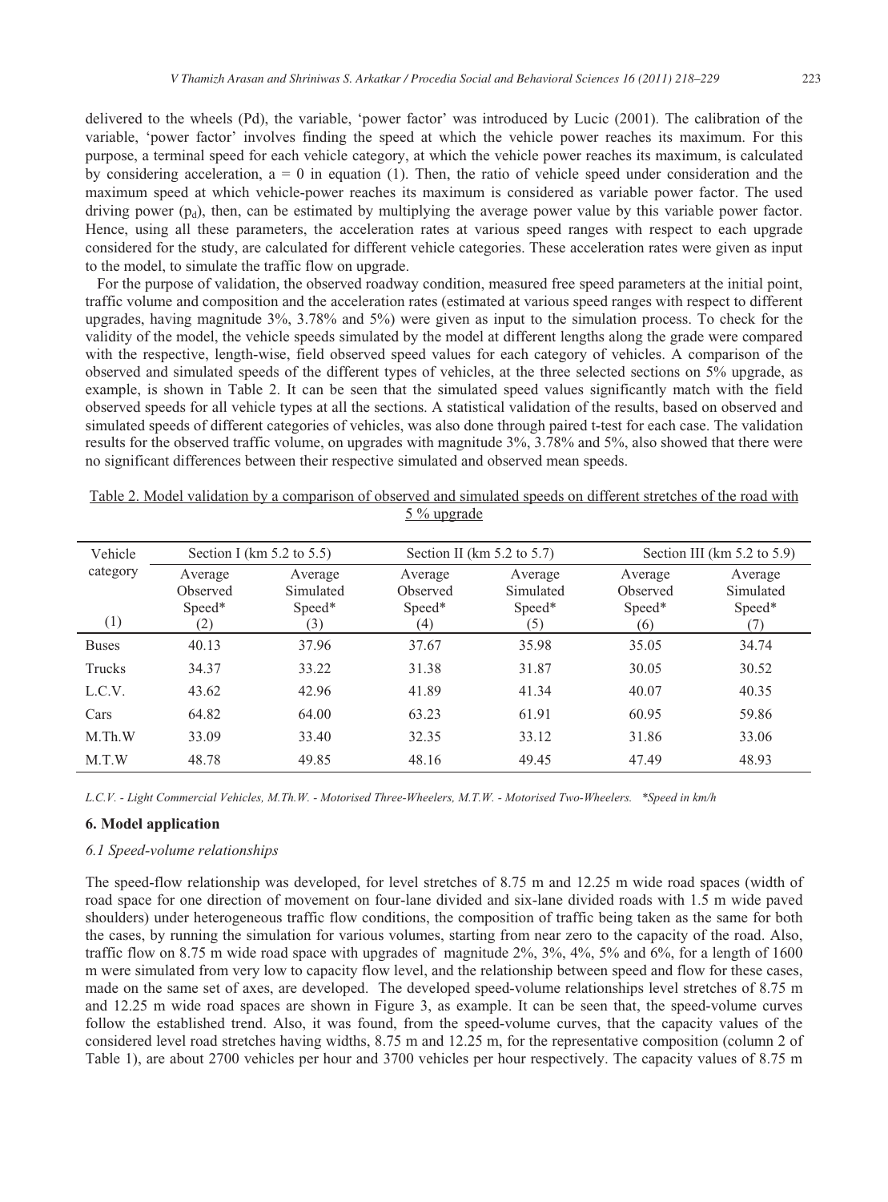delivered to the wheels (Pd), the variable, 'power factor' was introduced by Lucic (2001). The calibration of the variable, 'power factor' involves finding the speed at which the vehicle power reaches its maximum. For this purpose, a terminal speed for each vehicle category, at which the vehicle power reaches its maximum, is calculated by considering acceleration, $a = 0$ in equation (1). Then, the ratio of vehicle speed under consideration and the maximum speed at which vehicle-power reaches its maximum is considered as variable power factor. The used driving power ($p_d$), then, can be estimated by multiplying the average power value by this variable power factor. Hence, using all these parameters, the acceleration rates at various speed ranges with respect to each upgrade considered for the study, are calculated for different vehicle categories. These acceleration rates were given as input to the model, to simulate the traffic flow on upgrade.

For the purpose of validation, the observed roadway condition, measured free speed parameters at the initial point, traffic volume and composition and the acceleration rates (estimated at various speed ranges with respect to different upgrades, having magnitude 3%, 3.78% and 5%) were given as input to the simulation process. To check for the validity of the model, the vehicle speeds simulated by the model at different lengths along the grade were compared with the respective, length-wise, field observed speed values for each category of vehicles. A comparison of the observed and simulated speeds of the different types of vehicles, at the three selected sections on 5% upgrade, as example, is shown in Table 2. It can be seen that the simulated speed values significantly match with the field observed speeds for all vehicle types at all the sections. A statistical validation of the results, based on observed and simulated speeds of different categories of vehicles, was also done through paired t-test for each case. The validation results for the observed traffic volume, on upgrades with magnitude 3%, 3.78% and 5%, also showed that there were no significant differences between their respective simulated and observed mean speeds.

Table 2. Model validation by a comparison of observed and simulated speeds on different stretches of the road with 5 % upgrade

| Vehicle category | Section I (km 5.2 to 5.5) | | Section II (km 5.2 to 5.7) | | Section III (km 5.2 to 5.9) | |
|---|---|---|---|---|---|---|
| | Average Observed Speed* | Average Simulated Speed* | Average Observed Speed* | Average Simulated Speed* | Average Observed Speed* | Average Simulated Speed* |
| (1) | (2) | (3) | (4) | (5) | (6) | (7) |
| Buses | 40.13 | 37.96 | 37.67 | 35.98 | 35.05 | 34.74 |
| Trucks | 34.37 | 33.22 | 31.38 | 31.87 | 30.05 | 30.52 |
| L.C.V. | 43.62 | 42.96 | 41.89 | 41.34 | 40.07 | 40.35 |
| Cars | 64.82 | 64.00 | 63.23 | 61.91 | 60.95 | 59.86 |
| M.Th.W | 33.09 | 33.40 | 32.35 | 33.12 | 31.86 | 33.06 |
| M.T.W | 48.78 | 49.85 | 48.16 | 49.45 | 47.49 | 48.93 |

*L.C.V. - Light Commercial Vehicles, M.Th.W. - Motorised Three-Wheelers, M.T.W. - Motorised Two-Wheelers. \*Speed in km/h*

## 6. Model application

### 6.1 Speed-volume relationships

The speed-flow relationship was developed, for level stretches of 8.75 m and 12.25 m wide road spaces (width of road space for one direction of movement on four-lane divided and six-lane divided roads with 1.5 m wide paved shoulders) under heterogeneous traffic flow conditions, the composition of traffic being taken as the same for both the cases, by running the simulation for various volumes, starting from near zero to the capacity of the road. Also, traffic flow on 8.75 m wide road space with upgrades of magnitude 2%, 3%, 4%, 5% and 6%, for a length of 1600 m were simulated from very low to capacity flow level, and the relationship between speed and flow for these cases, made on the same set of axes, are developed. The developed speed-volume relationships level stretches of 8.75 m and 12.25 m wide road spaces are shown in Figure 3, as example. It can be seen that, the speed-volume curves follow the established trend. Also, it was found, from the speed-volume curves, that the capacity values of the considered level road stretches having widths, 8.75 m and 12.25 m, for the representative composition (column 2 of Table 1), are about 2700 vehicles per hour and 3700 vehicles per hour respectively. The capacity values of 8.75 m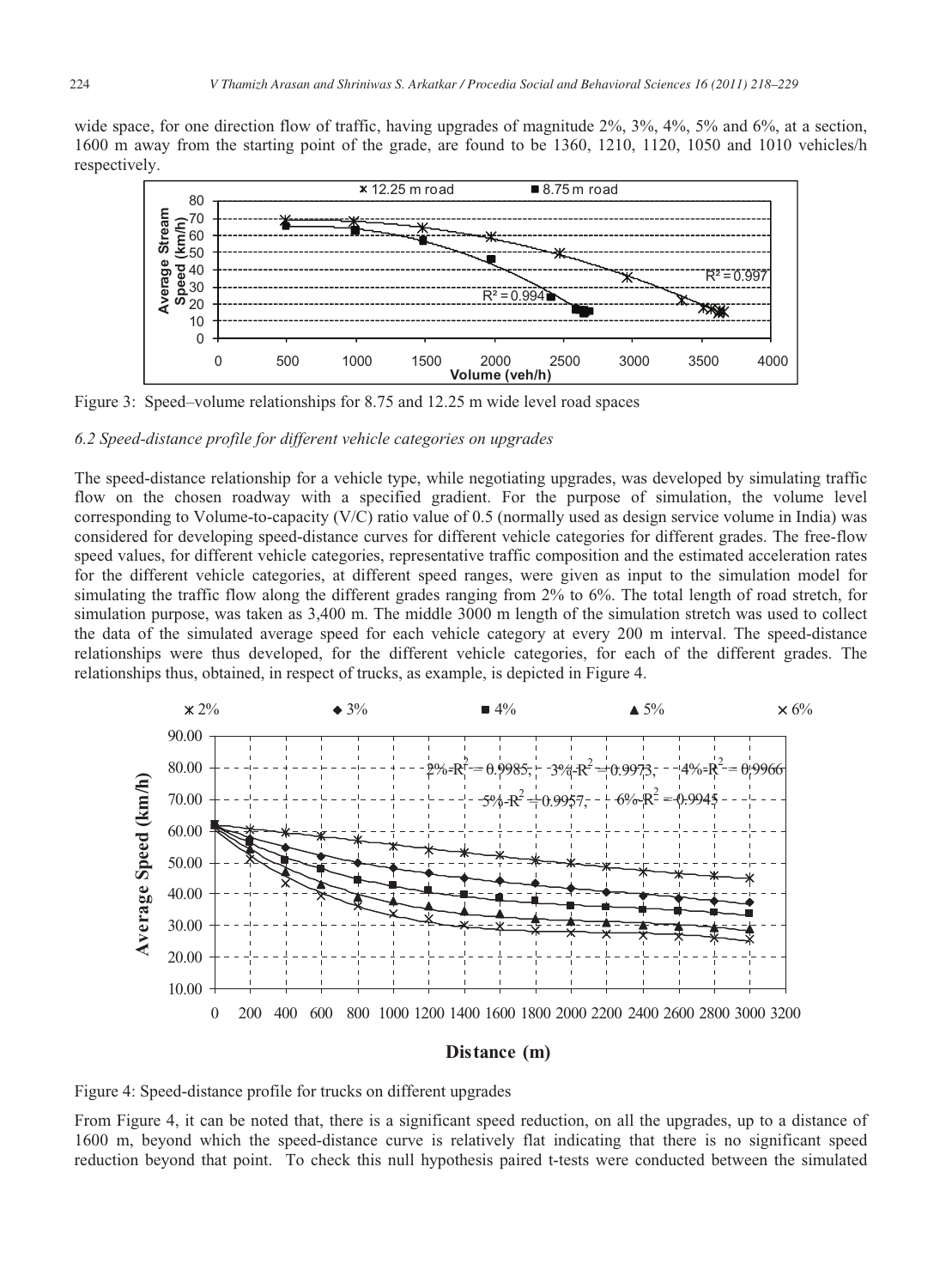wide space, for one direction flow of traffic, having upgrades of magnitude 2%, 3%, 4%, 5% and 6%, at a section, 1600 m away from the starting point of the grade, are found to be 1360, 1210, 1120, 1050 and 1010 vehicles/h respectively.

Figure 3: Speed–volume relationships for 8.75 and 12.25 m wide level road spaces

### *6.2 Speed-distance profile for different vehicle categories on upgrades*

The speed-distance relationship for a vehicle type, while negotiating upgrades, was developed by simulating traffic flow on the chosen roadway with a specified gradient. For the purpose of simulation, the volume level corresponding to Volume-to-capacity (V/C) ratio value of 0.5 (normally used as design service volume in India) was considered for developing speed-distance curves for different vehicle categories for different grades. The free-flow speed values, for different vehicle categories, representative traffic composition and the estimated acceleration rates for the different vehicle categories, at different speed ranges, were given as input to the simulation model for simulating the traffic flow along the different grades ranging from 2% to 6%. The total length of road stretch, for simulation purpose, was taken as 3,400 m. The middle 3000 m length of the simulation stretch was used to collect the data of the simulated average speed for each vehicle category at every 200 m interval. The speed-distance relationships were thus developed, for the different vehicle categories, for each of the different grades. The relationships thus, obtained, in respect of trucks, as example, is depicted in Figure 4.

Figure 4: Speed-distance profile for trucks on different upgrades

From Figure 4, it can be noted that, there is a significant speed reduction, on all the upgrades, up to a distance of 1600 m, beyond which the speed-distance curve is relatively flat indicating that there is no significant speed reduction beyond that point. To check this null hypothesis paired t-tests were conducted between the simulated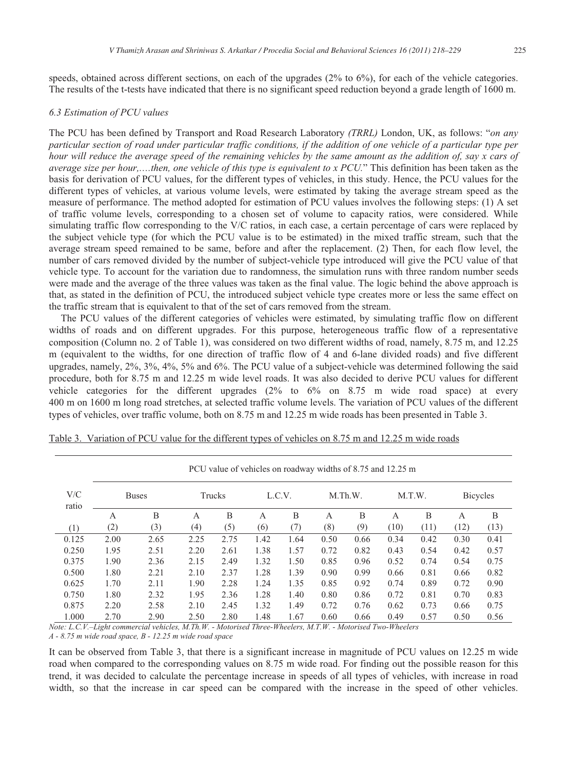speeds, obtained across different sections, on each of the upgrades (2% to 6%), for each of the vehicle categories. The results of the t-tests have indicated that there is no significant speed reduction beyond a grade length of 1600 m.

### *6.3 Estimation of PCU values*

The PCU has been defined by Transport and Road Research Laboratory *(TRRL)* London, UK, as follows: "*on any particular section of road under particular traffic conditions, if the addition of one vehicle of a particular type per hour will reduce the average speed of the remaining vehicles by the same amount as the addition of, say x cars of average size per hour,….then, one vehicle of this type is equivalent to x PCU.*" This definition has been taken as the basis for derivation of PCU values, for the different types of vehicles, in this study. Hence, the PCU values for the different types of vehicles, at various volume levels, were estimated by taking the average stream speed as the measure of performance. The method adopted for estimation of PCU values involves the following steps: (1) A set of traffic volume levels, corresponding to a chosen set of volume to capacity ratios, were considered. While simulating traffic flow corresponding to the V/C ratios, in each case, a certain percentage of cars were replaced by the subject vehicle type (for which the PCU value is to be estimated) in the mixed traffic stream, such that the average stream speed remained to be same, before and after the replacement. (2) Then, for each flow level, the number of cars removed divided by the number of subject-vehicle type introduced will give the PCU value of that vehicle type. To account for the variation due to randomness, the simulation runs with three random number seeds were made and the average of the three values was taken as the final value. The logic behind the above approach is that, as stated in the definition of PCU, the introduced subject vehicle type creates more or less the same effect on the traffic stream that is equivalent to that of the set of cars removed from the stream.

The PCU values of the different categories of vehicles were estimated, by simulating traffic flow on different widths of roads and on different upgrades. For this purpose, heterogeneous traffic flow of a representative composition (Column no. 2 of Table 1), was considered on two different widths of road, namely, 8.75 m, and 12.25 m (equivalent to the widths, for one direction of traffic flow of 4 and 6-lane divided roads) and five different upgrades, namely, 2%, 3%, 4%, 5% and 6%. The PCU value of a subject-vehicle was determined following the said procedure, both for 8.75 m and 12.25 m wide level roads. It was also decided to derive PCU values for different vehicle categories for the different upgrades (2% to 6% on 8.75 m wide road space) at every 400 m on 1600 m long road stretches, at selected traffic volume levels. The variation of PCU values of the different types of vehicles, over traffic volume, both on 8.75 m and 12.25 m wide roads has been presented in Table 3.

Table 3. Variation of PCU value for the different types of vehicles on 8.75 m and 12.25 m wide roads

| V/C ratio | PCU value of vehicles on roadway widths of 8.75 and 12.25 m | | | | | | | | | | | |
|---|---|---|---|---|---|---|---|---|---|---|---|---|
| | Buses | | Trucks | | L.C.V. | | M.Th.W. | | M.T.W. | | Bicycles | |
| | A | B | A | B | A | B | A | B | A | B | A | B |
| (1) | (2) | (3) | (4) | (5) | (6) | (7) | (8) | (9) | (10) | (11) | (12) | (13) |
| 0.125 | 2.00 | 2.65 | 2.25 | 2.75 | 1.42 | 1.64 | 0.50 | 0.66 | 0.34 | 0.42 | 0.30 | 0.41 |
| 0.250 | 1.95 | 2.51 | 2.20 | 2.61 | 1.38 | 1.57 | 0.72 | 0.82 | 0.43 | 0.54 | 0.42 | 0.57 |
| 0.375 | 1.90 | 2.36 | 2.15 | 2.49 | 1.32 | 1.50 | 0.85 | 0.96 | 0.52 | 0.74 | 0.54 | 0.75 |
| 0.500 | 1.80 | 2.21 | 2.10 | 2.37 | 1.28 | 1.39 | 0.90 | 0.99 | 0.66 | 0.81 | 0.66 | 0.82 |
| 0.625 | 1.70 | 2.11 | 1.90 | 2.28 | 1.24 | 1.35 | 0.85 | 0.92 | 0.74 | 0.89 | 0.72 | 0.90 |
| 0.750 | 1.80 | 2.32 | 1.95 | 2.36 | 1.28 | 1.40 | 0.80 | 0.86 | 0.72 | 0.81 | 0.70 | 0.83 |
| 0.875 | 2.20 | 2.58 | 2.10 | 2.45 | 1.32 | 1.49 | 0.72 | 0.76 | 0.62 | 0.73 | 0.66 | 0.75 |
| 1.000 | 2.70 | 2.90 | 2.50 | 2.80 | 1.48 | 1.67 | 0.60 | 0.66 | 0.49 | 0.57 | 0.50 | 0.56 |

*Note: L.C.V.–Light commercial vehicles, M.Th.W. - Motorised Three-Wheelers, M.T.W. - Motorised Two-Wheelers*
*A - 8.75 m wide road space, B - 12.25 m wide road space*

It can be observed from Table 3, that there is a significant increase in magnitude of PCU values on 12.25 m wide road when compared to the corresponding values on 8.75 m wide road. For finding out the possible reason for this trend, it was decided to calculate the percentage increase in speeds of all types of vehicles, with increase in road width, so that the increase in car speed can be compared with the increase in the speed of other vehicles.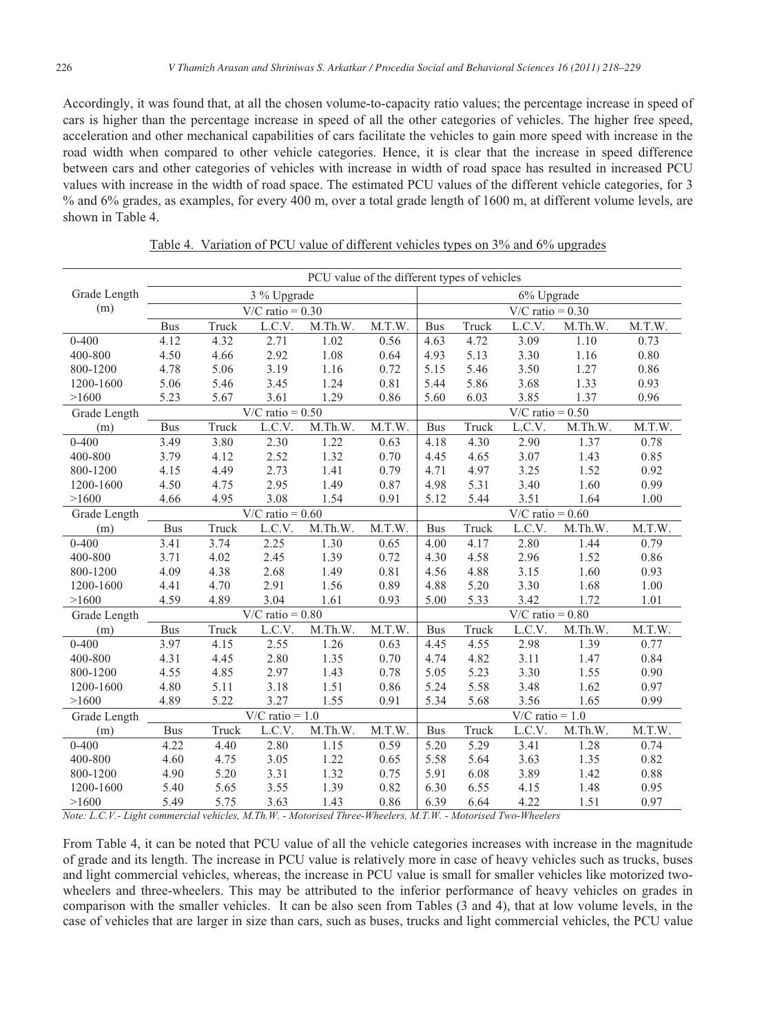Accordingly, it was found that, at all the chosen volume-to-capacity ratio values; the percentage increase in speed of cars is higher than the percentage increase in speed of all the other categories of vehicles. The higher free speed, acceleration and other mechanical capabilities of cars facilitate the vehicles to gain more speed with increase in the road width when compared to other vehicle categories. Hence, it is clear that the increase in speed difference between cars and other categories of vehicles with increase in width of road space has resulted in increased PCU values with increase in the width of road space. The estimated PCU values of the different vehicle categories, for 3 % and 6% grades, as examples, for every 400 m, over a total grade length of 1600 m, at different volume levels, are shown in Table 4.

Table 4. Variation of PCU value of different vehicles types on 3% and 6% upgrades

| Grade Length (m) | PCU value of the different types of vehicles | | | | | | | | | |
|---|---|---|---|---|---|---|---|---|---|---|
| | 3 % Upgrade | | | | | 6% Upgrade | | | | |
| | V/C ratio = 0.30 | | | | | V/C ratio = 0.30 | | | | |
| | Bus | Truck | L.C.V. | M.Th.W. | M.T.W. | Bus | Truck | L.C.V. | M.Th.W. | M.T.W. |
| 0-400 | 4.12 | 4.32 | 2.71 | 1.02 | 0.56 | 4.63 | 4.72 | 3.09 | 1.10 | 0.73 |
| 400-800 | 4.50 | 4.66 | 2.92 | 1.08 | 0.64 | 4.93 | 5.13 | 3.30 | 1.16 | 0.80 |
| 800-1200 | 4.78 | 5.06 | 3.19 | 1.16 | 0.72 | 5.15 | 5.46 | 3.50 | 1.27 | 0.86 |
| 1200-1600 | 5.06 | 5.46 | 3.45 | 1.24 | 0.81 | 5.44 | 5.86 | 3.68 | 1.33 | 0.93 |
| >1600 | 5.23 | 5.67 | 3.61 | 1.29 | 0.86 | 5.60 | 6.03 | 3.85 | 1.37 | 0.96 |
| Grade Length | V/C ratio = 0.50 | | | | | V/C ratio = 0.50 | | | | |
| (m) | Bus | Truck | L.C.V. | M.Th.W. | M.T.W. | Bus | Truck | L.C.V. | M.Th.W. | M.T.W. |
| 0-400 | 3.49 | 3.80 | 2.30 | 1.22 | 0.63 | 4.18 | 4.30 | 2.90 | 1.37 | 0.78 |
| 400-800 | 3.79 | 4.12 | 2.52 | 1.32 | 0.70 | 4.45 | 4.65 | 3.07 | 1.43 | 0.85 |
| 800-1200 | 4.15 | 4.49 | 2.73 | 1.41 | 0.79 | 4.71 | 4.97 | 3.25 | 1.52 | 0.92 |
| 1200-1600 | 4.50 | 4.75 | 2.95 | 1.49 | 0.87 | 4.98 | 5.31 | 3.40 | 1.60 | 0.99 |
| >1600 | 4.66 | 4.95 | 3.08 | 1.54 | 0.91 | 5.12 | 5.44 | 3.51 | 1.64 | 1.00 |
| Grade Length | V/C ratio = 0.60 | | | | | V/C ratio = 0.60 | | | | |
| (m) | Bus | Truck | L.C.V. | M.Th.W. | M.T.W. | Bus | Truck | L.C.V. | M.Th.W. | M.T.W. |
| 0-400 | 3.41 | 3.74 | 2.25 | 1.30 | 0.65 | 4.00 | 4.17 | 2.80 | 1.44 | 0.79 |
| 400-800 | 3.71 | 4.02 | 2.45 | 1.39 | 0.72 | 4.30 | 4.58 | 2.96 | 1.52 | 0.86 |
| 800-1200 | 4.09 | 4.38 | 2.68 | 1.49 | 0.81 | 4.56 | 4.88 | 3.15 | 1.60 | 0.93 |
| 1200-1600 | 4.41 | 4.70 | 2.91 | 1.56 | 0.89 | 4.88 | 5.20 | 3.30 | 1.68 | 1.00 |
| >1600 | 4.59 | 4.89 | 3.04 | 1.61 | 0.93 | 5.00 | 5.33 | 3.42 | 1.72 | 1.01 |
| Grade Length | V/C ratio = 0.80 | | | | | V/C ratio = 0.80 | | | | |
| (m) | Bus | Truck | L.C.V. | M.Th.W. | M.T.W. | Bus | Truck | L.C.V. | M.Th.W. | M.T.W. |
| 0-400 | 3.97 | 4.15 | 2.55 | 1.26 | 0.63 | 4.45 | 4.55 | 2.98 | 1.39 | 0.77 |
| 400-800 | 4.31 | 4.45 | 2.80 | 1.35 | 0.70 | 4.74 | 4.82 | 3.11 | 1.47 | 0.84 |
| 800-1200 | 4.55 | 4.85 | 2.97 | 1.43 | 0.78 | 5.05 | 5.23 | 3.30 | 1.55 | 0.90 |
| 1200-1600 | 4.80 | 5.11 | 3.18 | 1.51 | 0.86 | 5.24 | 5.58 | 3.48 | 1.62 | 0.97 |
| >1600 | 4.89 | 5.22 | 3.27 | 1.55 | 0.91 | 5.34 | 5.68 | 3.56 | 1.65 | 0.99 |
| Grade Length | V/C ratio = 1.0 | | | | | V/C ratio = 1.0 | | | | |
| (m) | Bus | Truck | L.C.V. | M.Th.W. | M.T.W. | Bus | Truck | L.C.V. | M.Th.W. | M.T.W. |
| 0-400 | 4.22 | 4.40 | 2.80 | 1.15 | 0.59 | 5.20 | 5.29 | 3.41 | 1.28 | 0.74 |
| 400-800 | 4.60 | 4.75 | 3.05 | 1.22 | 0.65 | 5.58 | 5.64 | 3.63 | 1.35 | 0.82 |
| 800-1200 | 4.90 | 5.20 | 3.31 | 1.32 | 0.75 | 5.91 | 6.08 | 3.89 | 1.42 | 0.88 |
| 1200-1600 | 5.40 | 5.65 | 3.55 | 1.39 | 0.82 | 6.30 | 6.55 | 4.15 | 1.48 | 0.95 |
| >1600 | 5.49 | 5.75 | 3.63 | 1.43 | 0.86 | 6.39 | 6.64 | 4.22 | 1.51 | 0.97 |

*Note: L.C.V.- Light commercial vehicles, M.Th.W. - Motorised Three-Wheelers, M.T.W. - Motorised Two-Wheelers*

From Table 4, it can be noted that PCU value of all the vehicle categories increases with increase in the magnitude of grade and its length. The increase in PCU value is relatively more in case of heavy vehicles such as trucks, buses and light commercial vehicles, whereas, the increase in PCU value is small for smaller vehicles like motorized two-wheelers and three-wheelers. This may be attributed to the inferior performance of heavy vehicles on grades in comparison with the smaller vehicles. It can be also seen from Tables (3 and 4), that at low volume levels, in the case of vehicles that are larger in size than cars, such as buses, trucks and light commercial vehicles, the PCU value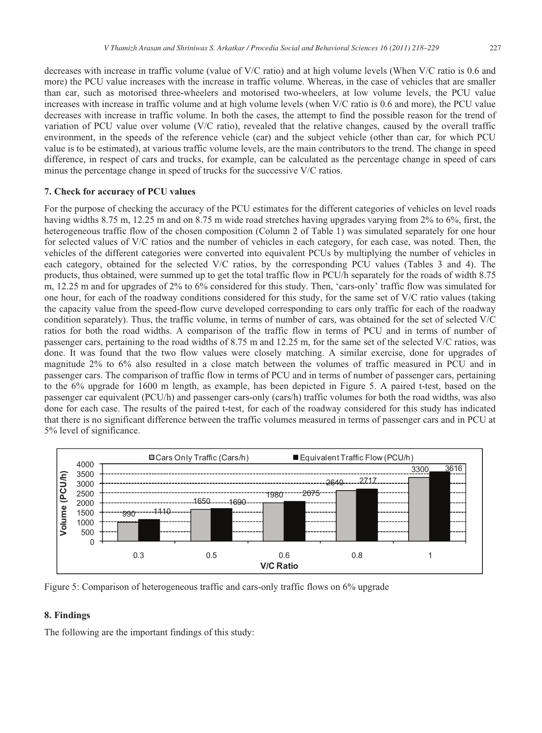decreases with increase in traffic volume (value of V/C ratio) and at high volume levels (When V/C ratio is 0.6 and more) the PCU value increases with the increase in traffic volume. Whereas, in the case of vehicles that are smaller than car, such as motorised three-wheelers and motorised two-wheelers, at low volume levels, the PCU value increases with increase in traffic volume and at high volume levels (when V/C ratio is 0.6 and more), the PCU value decreases with increase in traffic volume. In both the cases, the attempt to find the possible reason for the trend of variation of PCU value over volume (V/C ratio), revealed that the relative changes, caused by the overall traffic environment, in the speeds of the reference vehicle (car) and the subject vehicle (other than car, for which PCU value is to be estimated), at various traffic volume levels, are the main contributors to the trend. The change in speed difference, in respect of cars and trucks, for example, can be calculated as the percentage change in speed of cars minus the percentage change in speed of trucks for the successive V/C ratios.

## 7. Check for accuracy of PCU values

For the purpose of checking the accuracy of the PCU estimates for the different categories of vehicles on level roads having widths 8.75 m, 12.25 m and on 8.75 m wide road stretches having upgrades varying from 2% to 6%, first, the heterogeneous traffic flow of the chosen composition (Column 2 of Table 1) was simulated separately for one hour for selected values of V/C ratios and the number of vehicles in each category, for each case, was noted. Then, the vehicles of the different categories were converted into equivalent PCUs by multiplying the number of vehicles in each category, obtained for the selected V/C ratios, by the corresponding PCU values (Tables 3 and 4). The products, thus obtained, were summed up to get the total traffic flow in PCU/h separately for the roads of width 8.75 m, 12.25 m and for upgrades of 2% to 6% considered for this study. Then, 'cars-only' traffic flow was simulated for one hour, for each of the roadway conditions considered for this study, for the same set of V/C ratio values (taking the capacity value from the speed-flow curve developed corresponding to cars only traffic for each of the roadway condition separately). Thus, the traffic volume, in terms of number of cars, was obtained for the set of selected V/C ratios for both the road widths. A comparison of the traffic flow in terms of PCU and in terms of number of passenger cars, pertaining to the road widths of 8.75 m and 12.25 m, for the same set of the selected V/C ratios, was done. It was found that the two flow values were closely matching. A similar exercise, done for upgrades of magnitude 2% to 6% also resulted in a close match between the volumes of traffic measured in PCU and in passenger cars. The comparison of traffic flow in terms of PCU and in terms of number of passenger cars, pertaining to the 6% upgrade for 1600 m length, as example, has been depicted in Figure 5. A paired t-test, based on the passenger car equivalent (PCU/h) and passenger cars-only (cars/h) traffic volumes for both the road widths, was also done for each case. The results of the paired t-test, for each of the roadway considered for this study has indicated that there is no significant difference between the traffic volumes measured in terms of passenger cars and in PCU at 5% level of significance.

| V/C Ratio | Cars Only Traffic (Cars/h) | Equivalent Traffic Flow (PCU/h) |
|---|---|---|
| 0.3 | 990 | 1110 |
| 0.5 | 1650 | 1690 |
| 0.6 | 1980 | 2075 |
| 0.8 | 2640 | 2717 |
| 1 | 3300 | 3616 |

Figure 5: Comparison of heterogeneous traffic and cars-only traffic flows on 6% upgrade

## 8. Findings

The following are the important findings of this study: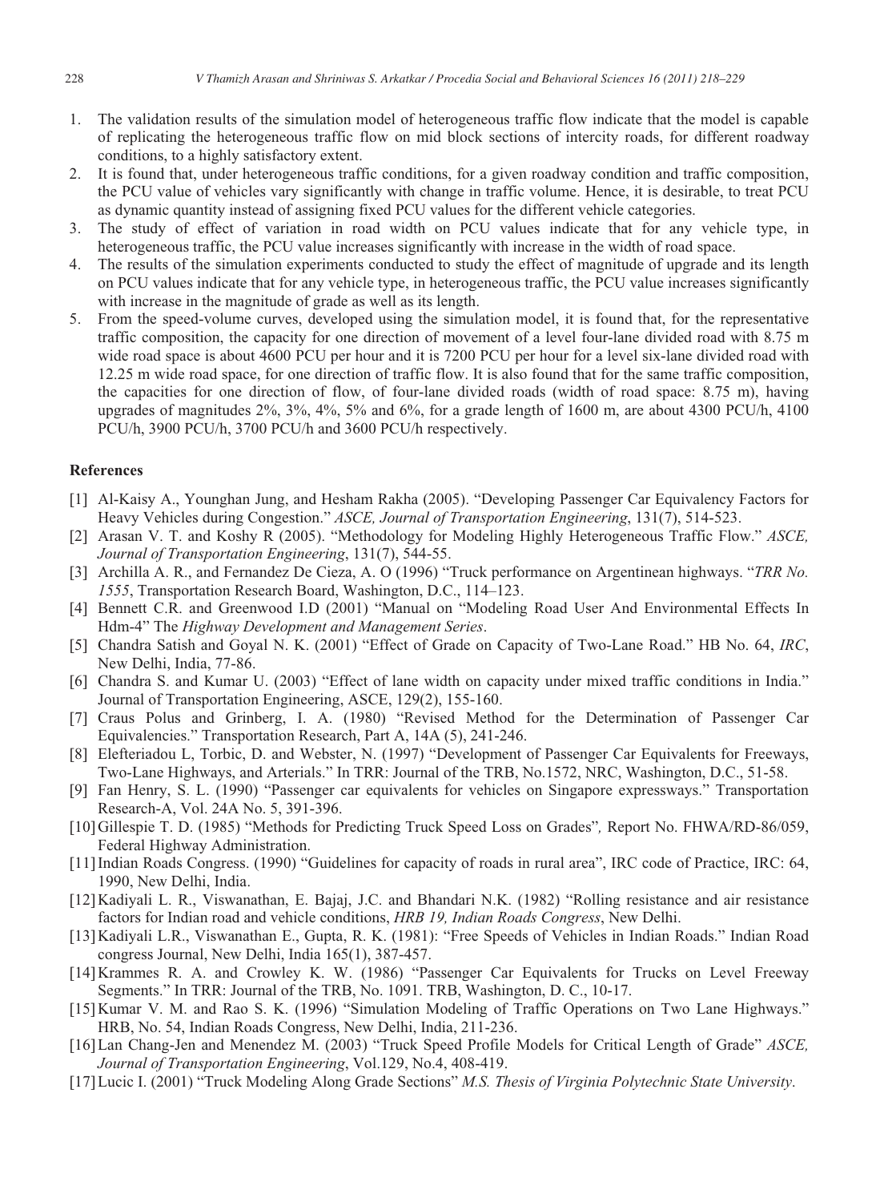1. The validation results of the simulation model of heterogeneous traffic flow indicate that the model is capable of replicating the heterogeneous traffic flow on mid block sections of intercity roads, for different roadway conditions, to a highly satisfactory extent.
2. It is found that, under heterogeneous traffic conditions, for a given roadway condition and traffic composition, the PCU value of vehicles vary significantly with change in traffic volume. Hence, it is desirable, to treat PCU as dynamic quantity instead of assigning fixed PCU values for the different vehicle categories.
3. The study of effect of variation in road width on PCU values indicate that for any vehicle type, in heterogeneous traffic, the PCU value increases significantly with increase in the width of road space.
4. The results of the simulation experiments conducted to study the effect of magnitude of upgrade and its length on PCU values indicate that for any vehicle type, in heterogeneous traffic, the PCU value increases significantly with increase in the magnitude of grade as well as its length.
5. From the speed-volume curves, developed using the simulation model, it is found that, for the representative traffic composition, the capacity for one direction of movement of a level four-lane divided road with 8.75 m wide road space is about 4600 PCU per hour and it is 7200 PCU per hour for a level six-lane divided road with 12.25 m wide road space, for one direction of traffic flow. It is also found that for the same traffic composition, the capacities for one direction of flow, of four-lane divided roads (width of road space: 8.75 m), having upgrades of magnitudes 2%, 3%, 4%, 5% and 6%, for a grade length of 1600 m, are about 4300 PCU/h, 4100 PCU/h, 3900 PCU/h, 3700 PCU/h and 3600 PCU/h respectively.

## References

[1] Al-Kaisy A., Younghan Jung, and Hesham Rakha (2005). "Developing Passenger Car Equivalency Factors for Heavy Vehicles during Congestion." *ASCE, Journal of Transportation Engineering*, 131(7), 514-523.

[2] Arasan V. T. and Koshy R (2005). "Methodology for Modeling Highly Heterogeneous Traffic Flow." *ASCE, Journal of Transportation Engineering*, 131(7), 544-55.

[3] Archilla A. R., and Fernandez De Cieza, A. O (1996) "Truck performance on Argentinean highways. "*TRR No. 1555*, Transportation Research Board, Washington, D.C., 114–123.

[4] Bennett C.R. and Greenwood I.D (2001) "Manual on "Modeling Road User And Environmental Effects In Hdm-4" The *Highway Development and Management Series*.

[5] Chandra Satish and Goyal N. K. (2001) "Effect of Grade on Capacity of Two-Lane Road." HB No. 64, *IRC*, New Delhi, India, 77-86.

[6] Chandra S. and Kumar U. (2003) "Effect of lane width on capacity under mixed traffic conditions in India." Journal of Transportation Engineering, ASCE, 129(2), 155-160.

[7] Craus Polus and Grinberg, I. A. (1980) "Revised Method for the Determination of Passenger Car Equivalencies." Transportation Research, Part A, 14A (5), 241-246.

[8] Elefteriadou L, Torbic, D. and Webster, N. (1997) "Development of Passenger Car Equivalents for Freeways, Two-Lane Highways, and Arterials." In TRR: Journal of the TRB, No.1572, NRC, Washington, D.C., 51-58.

[9] Fan Henry, S. L. (1990) "Passenger car equivalents for vehicles on Singapore expressways." Transportation Research-A, Vol. 24A No. 5, 391-396.

[10] Gillespie T. D. (1985) "Methods for Predicting Truck Speed Loss on Grades"*,* Report No. FHWA/RD-86/059, Federal Highway Administration.

[11] Indian Roads Congress. (1990) "Guidelines for capacity of roads in rural area", IRC code of Practice, IRC: 64, 1990, New Delhi, India.

[12] Kadiyali L. R., Viswanathan, E. Bajaj, J.C. and Bhandari N.K. (1982) "Rolling resistance and air resistance factors for Indian road and vehicle conditions, *HRB 19, Indian Roads Congress*, New Delhi.

[13] Kadiyali L.R., Viswanathan E., Gupta, R. K. (1981): "Free Speeds of Vehicles in Indian Roads." Indian Road congress Journal, New Delhi, India 165(1), 387-457.

[14] Krammes R. A. and Crowley K. W. (1986) "Passenger Car Equivalents for Trucks on Level Freeway Segments." In TRR: Journal of the TRB, No. 1091. TRB, Washington, D. C., 10-17.

[15] Kumar V. M. and Rao S. K. (1996) "Simulation Modeling of Traffic Operations on Two Lane Highways." HRB, No. 54, Indian Roads Congress, New Delhi, India, 211-236.

[16] Lan Chang-Jen and Menendez M. (2003) "Truck Speed Profile Models for Critical Length of Grade" *ASCE, Journal of Transportation Engineering*, Vol.129, No.4, 408-419.

[17] Lucic I. (2001) "Truck Modeling Along Grade Sections" *M.S. Thesis of Virginia Polytechnic State University*.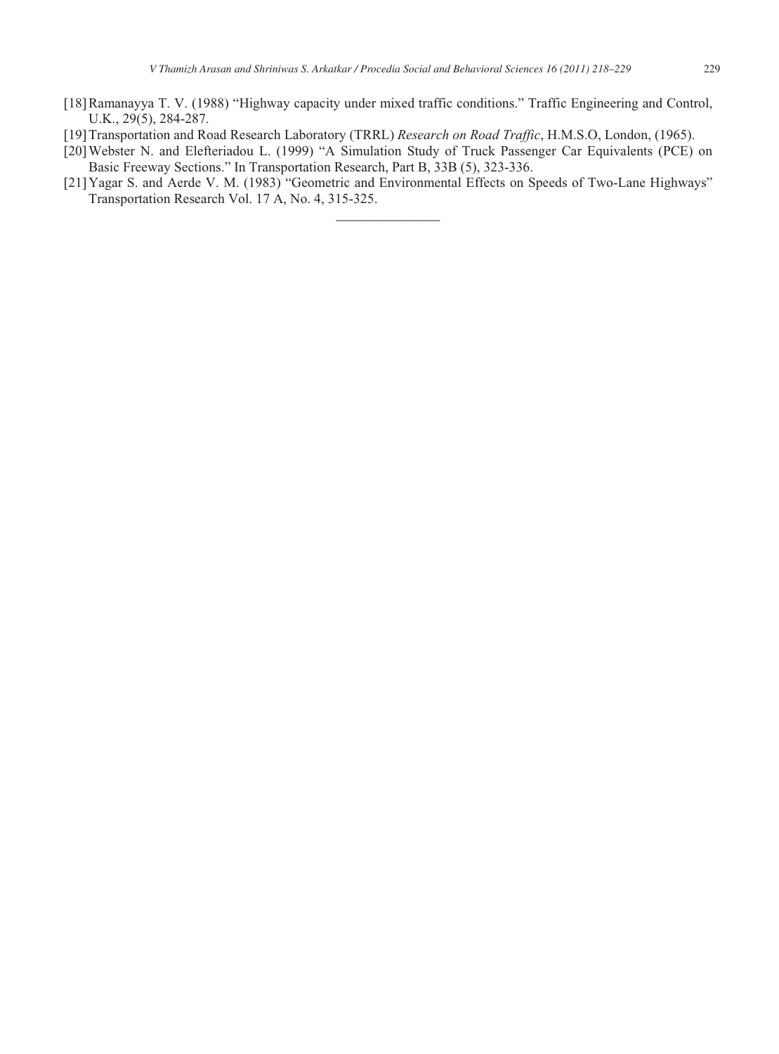[18] Ramanayya T. V. (1988) "Highway capacity under mixed traffic conditions." Traffic Engineering and Control, U.K., 29(5), 284-287.

[19] Transportation and Road Research Laboratory (TRRL) *Research on Road Traffic*, H.M.S.O, London, (1965).

[20] Webster N. and Elefteriadou L. (1999) "A Simulation Study of Truck Passenger Car Equivalents (PCE) on Basic Freeway Sections." In Transportation Research, Part B, 33B (5), 323-336.

[21] Yagar S. and Aerde V. M. (1983) "Geometric and Environmental Effects on Speeds of Two-Lane Highways" Transportation Research Vol. 17 A, No. 4, 315-325.